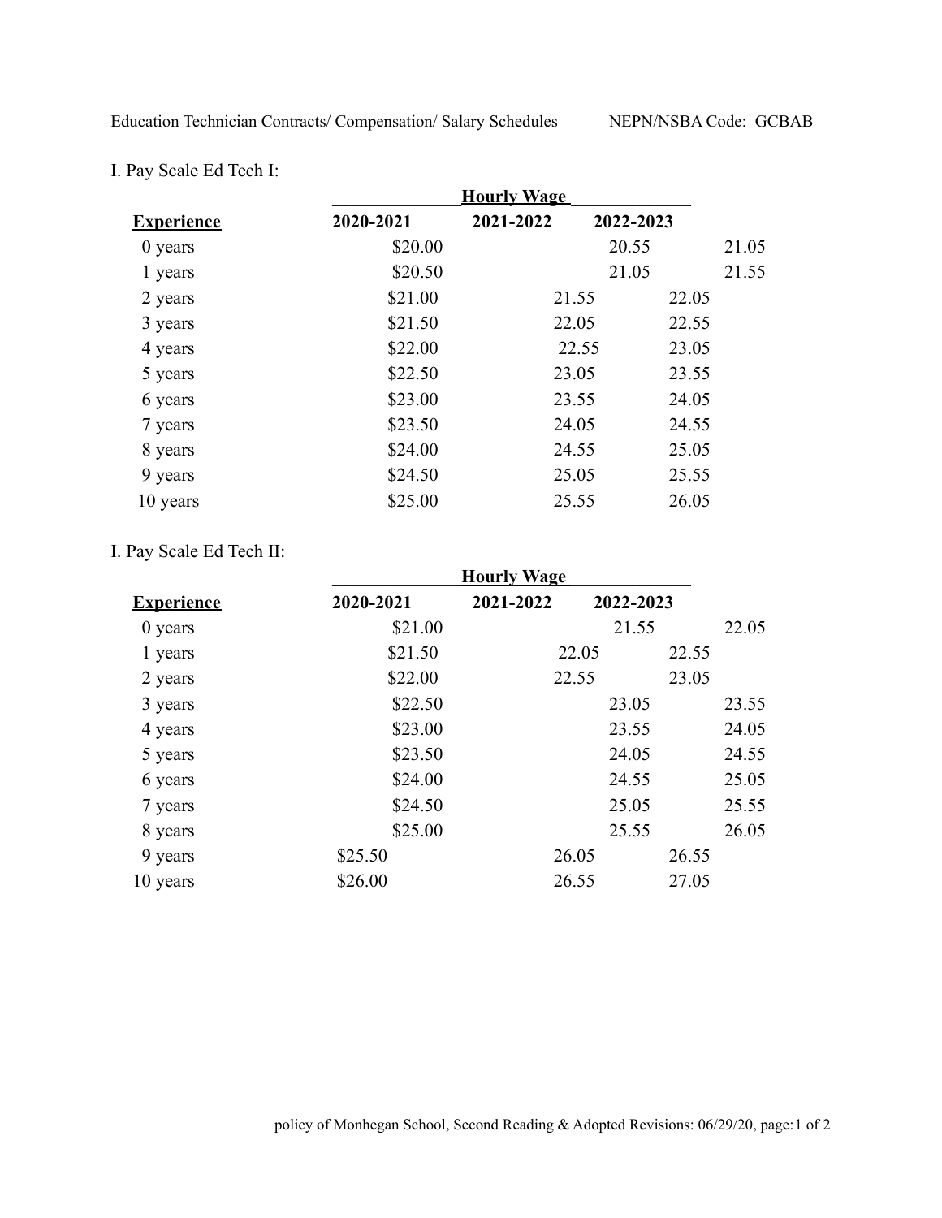Education Technician Contracts/ Compensation/ Salary Schedules NEPN/NSBA Code: GCBAB

I. Pay Scale Ed Tech I:

| **Experience** | **Hourly Wage** | | |
|---|---|---|---|
| | **2020-2021** | **2021-2022** | **2022-2023** |
| 0 years | $20.00 | 20.55 | 21.05 |
| 1 years | $20.50 | 21.05 | 21.55 |
| 2 years | $21.00 | 21.55 | 22.05 |
| 3 years | $21.50 | 22.05 | 22.55 |
| 4 years | $22.00 | 22.55 | 23.05 |
| 5 years | $22.50 | 23.05 | 23.55 |
| 6 years | $23.00 | 23.55 | 24.05 |
| 7 years | $23.50 | 24.05 | 24.55 |
| 8 years | $24.00 | 24.55 | 25.05 |
| 9 years | $24.50 | 25.05 | 25.55 |
| 10 years | $25.00 | 25.55 | 26.05 |

I. Pay Scale Ed Tech II:

| **Experience** | **Hourly Wage** | | |
|---|---|---|---|
| | **2020-2021** | **2021-2022** | **2022-2023** |
| 0 years | $21.00 | 21.55 | 22.05 |
| 1 years | $21.50 | 22.05 | 22.55 |
| 2 years | $22.00 | 22.55 | 23.05 |
| 3 years | $22.50 | 23.05 | 23.55 |
| 4 years | $23.00 | 23.55 | 24.05 |
| 5 years | $23.50 | 24.05 | 24.55 |
| 6 years | $24.00 | 24.55 | 25.05 |
| 7 years | $24.50 | 25.05 | 25.55 |
| 8 years | $25.00 | 25.55 | 26.05 |
| 9 years | $25.50 | 26.05 | 26.55 |
| 10 years | $26.00 | 26.55 | 27.05 |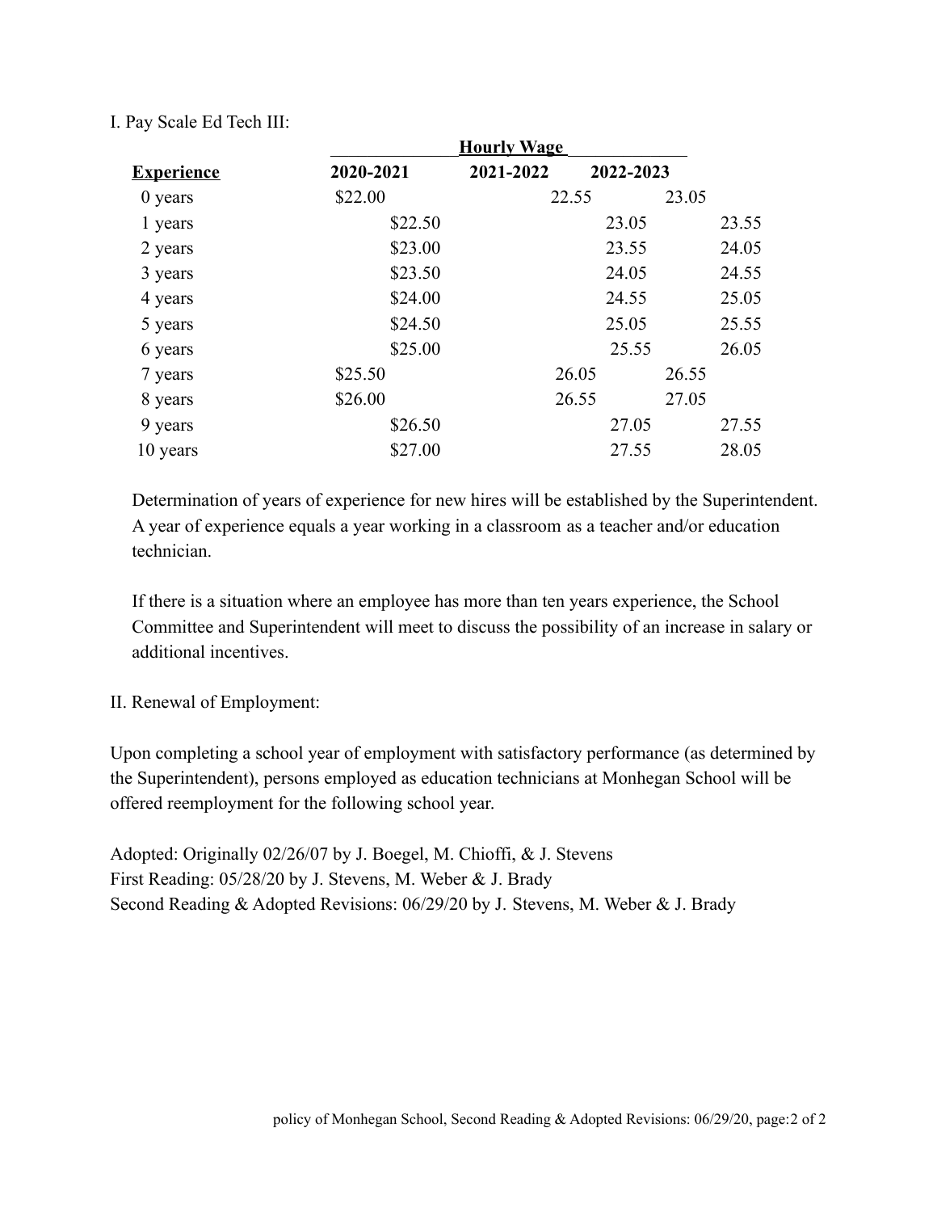I. Pay Scale Ed Tech III:

| Experience | Hourly Wage | | |
| --- | --- | --- | --- |
| | 2020-2021 | 2021-2022 | 2022-2023 |
| 0 years | $22.00 | 22.55 | 23.05 |
| 1 years | $22.50 | 23.05 | 23.55 |
| 2 years | $23.00 | 23.55 | 24.05 |
| 3 years | $23.50 | 24.05 | 24.55 |
| 4 years | $24.00 | 24.55 | 25.05 |
| 5 years | $24.50 | 25.05 | 25.55 |
| 6 years | $25.00 | 25.55 | 26.05 |
| 7 years | $25.50 | 26.05 | 26.55 |
| 8 years | $26.00 | 26.55 | 27.05 |
| 9 years | $26.50 | 27.05 | 27.55 |
| 10 years | $27.00 | 27.55 | 28.05 |

Determination of years of experience for new hires will be established by the Superintendent. A year of experience equals a year working in a classroom as a teacher and/or education technician.

If there is a situation where an employee has more than ten years experience, the School Committee and Superintendent will meet to discuss the possibility of an increase in salary or additional incentives.

II. Renewal of Employment:

Upon completing a school year of employment with satisfactory performance (as determined by the Superintendent), persons employed as education technicians at Monhegan School will be offered reemployment for the following school year.

Adopted: Originally 02/26/07 by J. Boegel, M. Chioffi, & J. Stevens
First Reading: 05/28/20 by J. Stevens, M. Weber & J. Brady
Second Reading & Adopted Revisions: 06/29/20 by J. Stevens, M. Weber & J. Brady